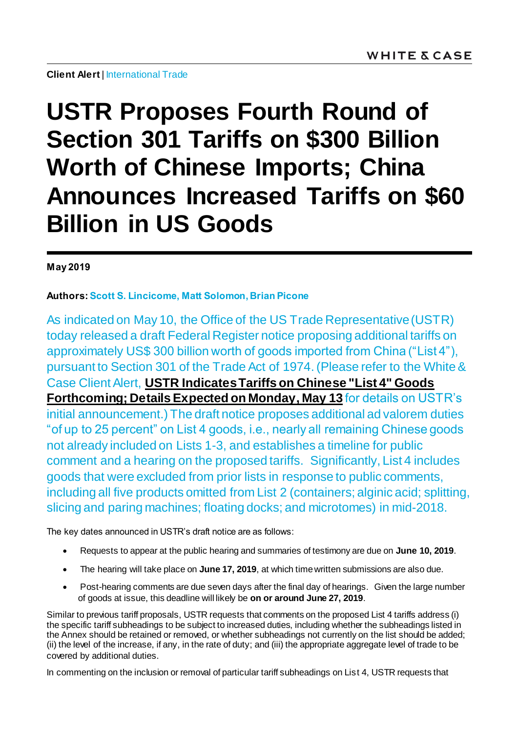**Client Alert** | International Trade

# USTR Proposes Fourth Round of Section 301 Tariffs on $300 Billion Worth of Chinese Imports; China Announces Increased Tariffs on $60 Billion in US Goods

**May 2019**

**Authors: Scott S. Lincicome, Matt Solomon, Brian Picone**

As indicated on May 10, the Office of the US Trade Representative (USTR) today released a draft Federal Register notice proposing additional tariffs on approximately US$ 300 billion worth of goods imported from China ("List 4"), pursuant to Section 301 of the Trade Act of 1974. (Please refer to the White & Case Client Alert, **USTR Indicates Tariffs on Chinese "List 4" Goods Forthcoming; Details Expected on Monday, May 13** for details on USTR's initial announcement.) The draft notice proposes additional ad valorem duties "of up to 25 percent" on List 4 goods, i.e., nearly all remaining Chinese goods not already included on Lists 1-3, and establishes a timeline for public comment and a hearing on the proposed tariffs. Significantly, List 4 includes goods that were excluded from prior lists in response to public comments, including all five products omitted from List 2 (containers; alginic acid; splitting, slicing and paring machines; floating docks; and microtomes) in mid-2018.

The key dates announced in USTR's draft notice are as follows:

- Requests to appear at the public hearing and summaries of testimony are due on **June 10, 2019**.
- The hearing will take place on **June 17, 2019**, at which time written submissions are also due.
- Post-hearing comments are due seven days after the final day of hearings. Given the large number of goods at issue, this deadline will likely be **on or around June 27, 2019**.

Similar to previous tariff proposals, USTR requests that comments on the proposed List 4 tariffs address (i) the specific tariff subheadings to be subject to increased duties, including whether the subheadings listed in the Annex should be retained or removed, or whether subheadings not currently on the list should be added; (ii) the level of the increase, if any, in the rate of duty; and (iii) the appropriate aggregate level of trade to be covered by additional duties.

In commenting on the inclusion or removal of particular tariff subheadings on List 4, USTR requests that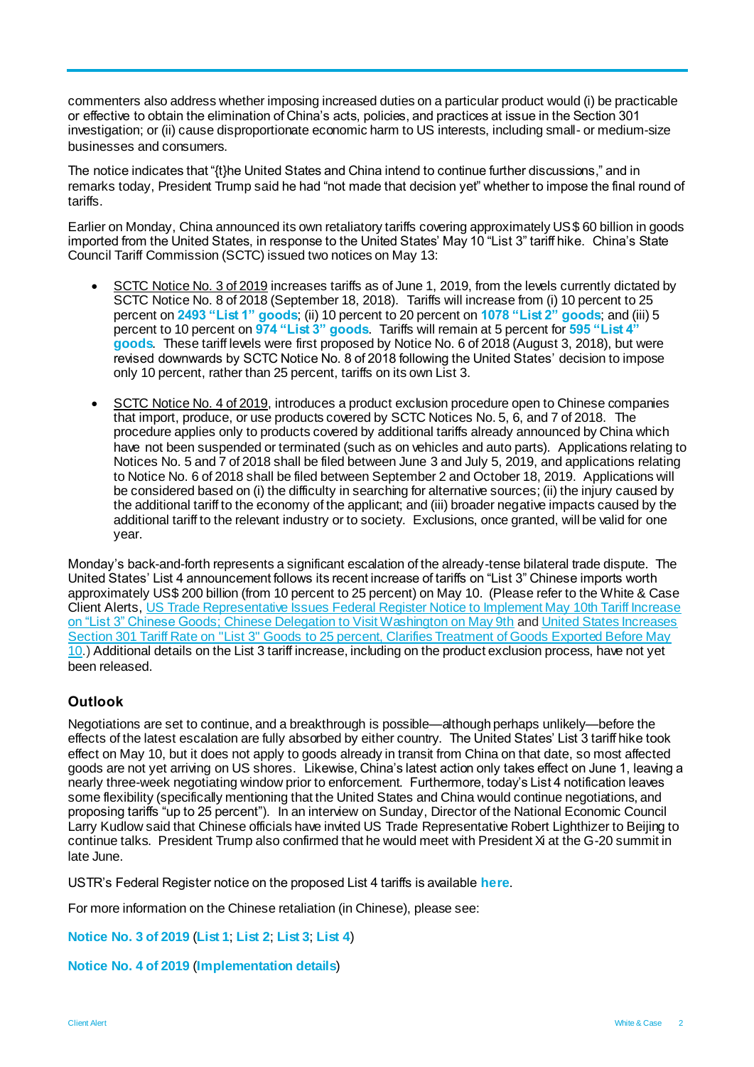commenters also address whether imposing increased duties on a particular product would (i) be practicable or effective to obtain the elimination of China's acts, policies, and practices at issue in the Section 301 investigation; or (ii) cause disproportionate economic harm to US interests, including small- or medium-size businesses and consumers.

The notice indicates that "{t}he United States and China intend to continue further discussions," and in remarks today, President Trump said he had "not made that decision yet" whether to impose the final round of tariffs.

Earlier on Monday, China announced its own retaliatory tariffs covering approximately US$ 60 billion in goods imported from the United States, in response to the United States' May 10 "List 3" tariff hike. China's State Council Tariff Commission (SCTC) issued two notices on May 13:

- SCTC Notice No. 3 of 2019 increases tariffs as of June 1, 2019, from the levels currently dictated by SCTC Notice No. 8 of 2018 (September 18, 2018). Tariffs will increase from (i) 10 percent to 25 percent on **2493 "List 1" goods**; (ii) 10 percent to 20 percent on **1078 "List 2" goods**; and (iii) 5 percent to 10 percent on **974 "List 3" goods**. Tariffs will remain at 5 percent for **595 "List 4" goods**. These tariff levels were first proposed by Notice No. 6 of 2018 (August 3, 2018), but were revised downwards by SCTC Notice No. 8 of 2018 following the United States' decision to impose only 10 percent, rather than 25 percent, tariffs on its own List 3.
- SCTC Notice No. 4 of 2019, introduces a product exclusion procedure open to Chinese companies that import, produce, or use products covered by SCTC Notices No. 5, 6, and 7 of 2018. The procedure applies only to products covered by additional tariffs already announced by China which have not been suspended or terminated (such as on vehicles and auto parts). Applications relating to Notices No. 5 and 7 of 2018 shall be filed between June 3 and July 5, 2019, and applications relating to Notice No. 6 of 2018 shall be filed between September 2 and October 18, 2019. Applications will be considered based on (i) the difficulty in searching for alternative sources; (ii) the injury caused by the additional tariff to the economy of the applicant; and (iii) broader negative impacts caused by the additional tariff to the relevant industry or to society. Exclusions, once granted, will be valid for one year.

Monday's back-and-forth represents a significant escalation of the already-tense bilateral trade dispute. The United States' List 4 announcement follows its recent increase of tariffs on "List 3" Chinese imports worth approximately US$ 200 billion (from 10 percent to 25 percent) on May 10. (Please refer to the White & Case Client Alerts, US Trade Representative Issues Federal Register Notice to Implement May 10th Tariff Increase on "List 3" Chinese Goods; Chinese Delegation to Visit Washington on May 9th and United States Increases Section 301 Tariff Rate on "List 3" Goods to 25 percent, Clarifies Treatment of Goods Exported Before May 10.) Additional details on the List 3 tariff increase, including on the product exclusion process, have not yet been released.

## Outlook

Negotiations are set to continue, and a breakthrough is possible—although perhaps unlikely—before the effects of the latest escalation are fully absorbed by either country. The United States' List 3 tariff hike took effect on May 10, but it does not apply to goods already in transit from China on that date, so most affected goods are not yet arriving on US shores. Likewise, China's latest action only takes effect on June 1, leaving a nearly three-week negotiating window prior to enforcement. Furthermore, today's List 4 notification leaves some flexibility (specifically mentioning that the United States and China would continue negotiations, and proposing tariffs "up to 25 percent"). In an interview on Sunday, Director of the National Economic Council Larry Kudlow said that Chinese officials have invited US Trade Representative Robert Lighthizer to Beijing to continue talks. President Trump also confirmed that he would meet with President Xi at the G-20 summit in late June.

USTR's Federal Register notice on the proposed List 4 tariffs is available **here**.

For more information on the Chinese retaliation (in Chinese), please see:

**Notice No. 3 of 2019** (**List 1**; **List 2**; **List 3**; **List 4**)

**Notice No. 4 of 2019** (**Implementation details**)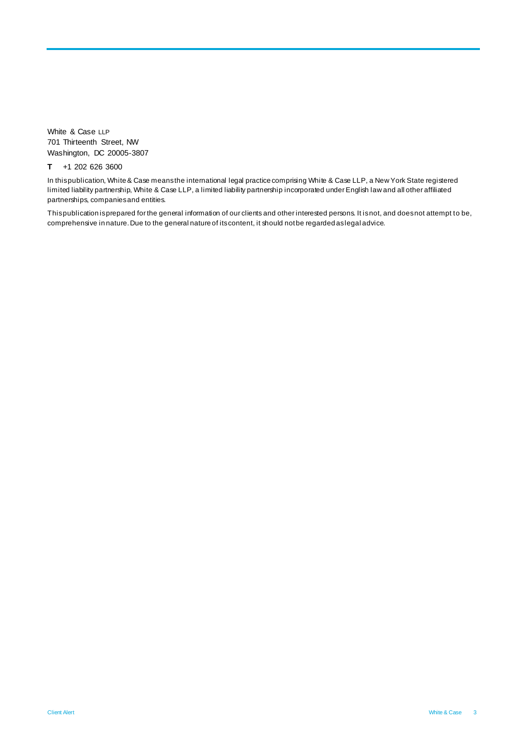White & Case LLP
701 Thirteenth Street, NW
Washington, DC 20005-3807

**T** +1 202 626 3600

In this publication, White & Case means the international legal practice comprising White & Case LLP, a New York State registered limited liability partnership, White & Case LLP, a limited liability partnership incorporated under English law and all other affiliated partnerships, companies and entities.

This publication is prepared for the general information of our clients and other interested persons. It is not, and does not attempt to be, comprehensive in nature. Due to the general nature of its content, it should not be regarded as legal advice.